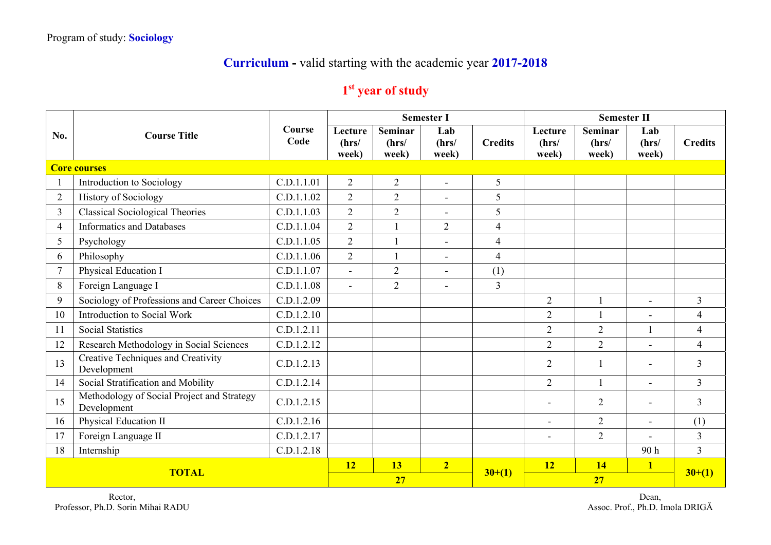Program of study: **Sociology**

# **Curriculum** - valid starting with the academic year **2017-2018**

## 1st year of study

| No. | Course Title | Course Code | Semester I | | | | Semester II | | | |
|---|---|---|---|---|---|---|---|---|---|---|
| | | | Lecture (hrs/ week) | Seminar (hrs/ week) | Lab (hrs/ week) | Credits | Lecture (hrs/ week) | Seminar (hrs/ week) | Lab (hrs/ week) | Credits |
| **Core courses** | | | | | | | | | | |
| 1 | Introduction to Sociology | C.D.1.1.01 | 2 | 2 | - | 5 | | | | |
| 2 | History of Sociology | C.D.1.1.02 | 2 | 2 | - | 5 | | | | |
| 3 | Classical Sociological Theories | C.D.1.1.03 | 2 | 2 | - | 5 | | | | |
| 4 | Informatics and Databases | C.D.1.1.04 | 2 | 1 | 2 | 4 | | | | |
| 5 | Psychology | C.D.1.1.05 | 2 | 1 | - | 4 | | | | |
| 6 | Philosophy | C.D.1.1.06 | 2 | 1 | - | 4 | | | | |
| 7 | Physical Education I | C.D.1.1.07 | - | 2 | - | (1) | | | | |
| 8 | Foreign Language I | C.D.1.1.08 | - | 2 | - | 3 | | | | |
| 9 | Sociology of Professions and Career Choices | C.D.1.2.09 | | | | | 2 | 1 | - | 3 |
| 10 | Introduction to Social Work | C.D.1.2.10 | | | | | 2 | 1 | - | 4 |
| 11 | Social Statistics | C.D.1.2.11 | | | | | 2 | 2 | 1 | 4 |
| 12 | Research Methodology in Social Sciences | C.D.1.2.12 | | | | | 2 | 2 | - | 4 |
| 13 | Creative Techniques and Creativity Development | C.D.1.2.13 | | | | | 2 | 1 | - | 3 |
| 14 | Social Stratification and Mobility | C.D.1.2.14 | | | | | 2 | 1 | - | 3 |
| 15 | Methodology of Social Project and Strategy Development | C.D.1.2.15 | | | | | - | 2 | - | 3 |
| 16 | Physical Education II | C.D.1.2.16 | | | | | - | 2 | - | (1) |
| 17 | Foreign Language II | C.D.1.2.17 | | | | | - | 2 | - | 3 |
| 18 | Internship | C.D.1.2.18 | | | | | | | 90 h | 3 |
| **TOTAL** | | | **12** | **13** | **2** | **30+(1)** | **12** | **14** | **1** | **30+(1)** |
| | | | **27** | | | | **27** | | | |

Rector,
Professor, Ph.D. Sorin Mihai RADU

Dean,
Assoc. Prof., Ph.D. Imola DRIGĂ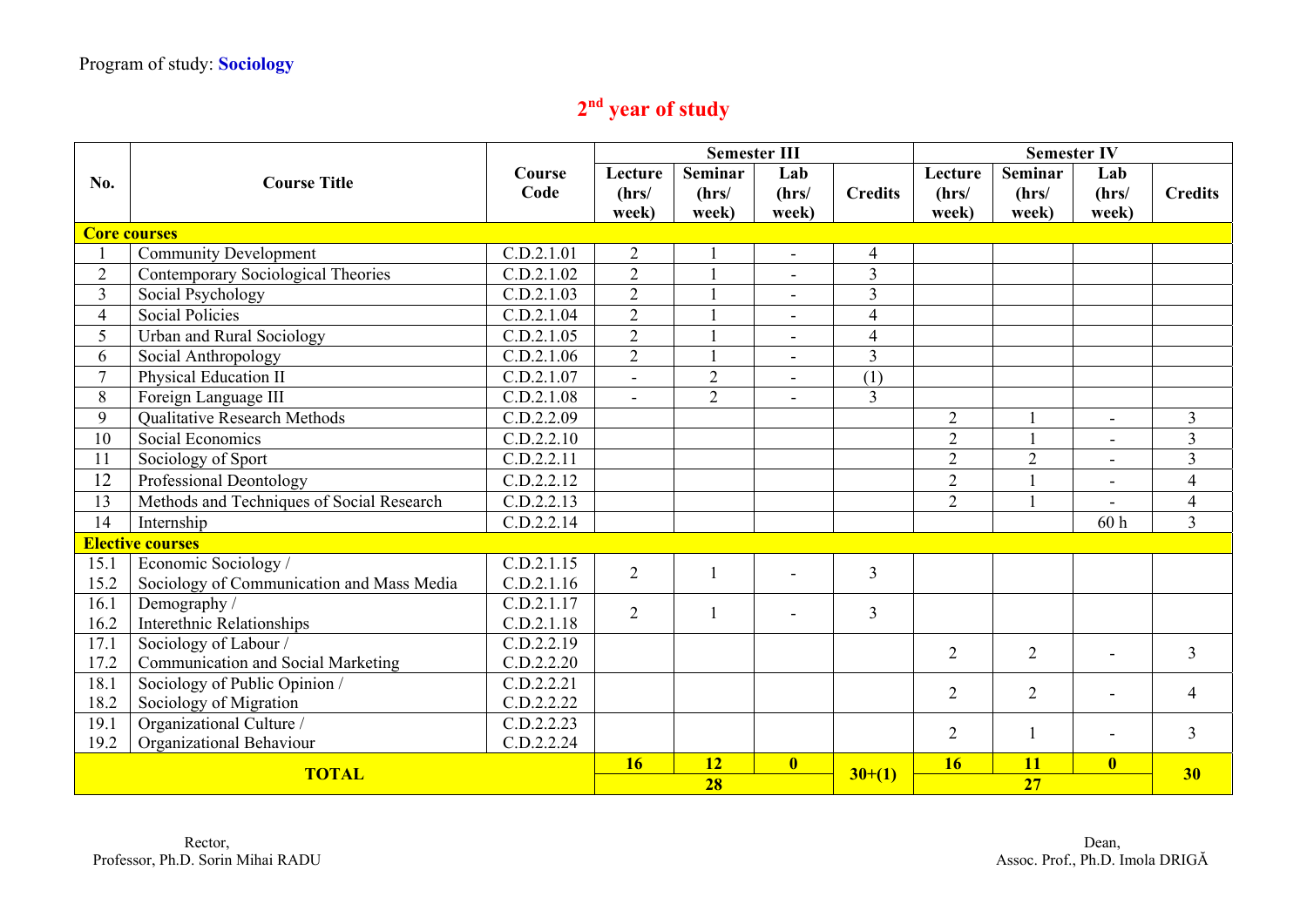Program of study: **Sociology**

## 2nd year of study

| No. | Course Title | Course Code | Semester III | | | | Semester IV | | | |
|---|---|---|---|---|---|---|---|---|---|---|
| | | | Lecture (hrs/ week) | Seminar (hrs/ week) | Lab (hrs/ week) | Credits | Lecture (hrs/ week) | Seminar (hrs/ week) | Lab (hrs/ week) | Credits |
| **Core courses** | | | | | | | | | | |
| 1 | Community Development | C.D.2.1.01 | 2 | 1 | - | 4 | | | | |
| 2 | Contemporary Sociological Theories | C.D.2.1.02 | 2 | 1 | - | 3 | | | | |
| 3 | Social Psychology | C.D.2.1.03 | 2 | 1 | - | 3 | | | | |
| 4 | Social Policies | C.D.2.1.04 | 2 | 1 | - | 4 | | | | |
| 5 | Urban and Rural Sociology | C.D.2.1.05 | 2 | 1 | - | 4 | | | | |
| 6 | Social Anthropology | C.D.2.1.06 | 2 | 1 | - | 3 | | | | |
| 7 | Physical Education II | C.D.2.1.07 | - | 2 | - | (1) | | | | |
| 8 | Foreign Language III | C.D.2.1.08 | - | 2 | - | 3 | | | | |
| 9 | Qualitative Research Methods | C.D.2.2.09 | | | | | 2 | 1 | - | 3 |
| 10 | Social Economics | C.D.2.2.10 | | | | | 2 | 1 | - | 3 |
| 11 | Sociology of Sport | C.D.2.2.11 | | | | | 2 | 2 | - | 3 |
| 12 | Professional Deontology | C.D.2.2.12 | | | | | 2 | 1 | - | 4 |
| 13 | Methods and Techniques of Social Research | C.D.2.2.13 | | | | | 2 | 1 | - | 4 |
| 14 | Internship | C.D.2.2.14 | | | | | | | 60 h | 3 |
| **Elective courses** | | | | | | | | | | |
| 15.1<br>15.2 | Economic Sociology /<br>Sociology of Communication and Mass Media | C.D.2.1.15<br>C.D.2.1.16 | 2 | 1 | - | 3 | | | | |
| 16.1<br>16.2 | Demography /<br>Interethnic Relationships | C.D.2.1.17<br>C.D.2.1.18 | 2 | 1 | - | 3 | | | | |
| 17.1<br>17.2 | Sociology of Labour /<br>Communication and Social Marketing | C.D.2.2.19<br>C.D.2.2.20 | | | | | 2 | 2 | - | 3 |
| 18.1<br>18.2 | Sociology of Public Opinion /<br>Sociology of Migration | C.D.2.2.21<br>C.D.2.2.22 | | | | | 2 | 2 | - | 4 |
| 19.1<br>19.2 | Organizational Culture /<br>Organizational Behaviour | C.D.2.2.23<br>C.D.2.2.24 | | | | | 2 | 1 | - | 3 |
| **TOTAL** | | | **16** | **12** | **0** | **30+(1)** | **16** | **11** | **0** | **30** |
| | | | **28** | | | | **27** | | | |

Rector,
Professor, Ph.D. Sorin Mihai RADU

Dean,
Assoc. Prof., Ph.D. Imola DRIGĂ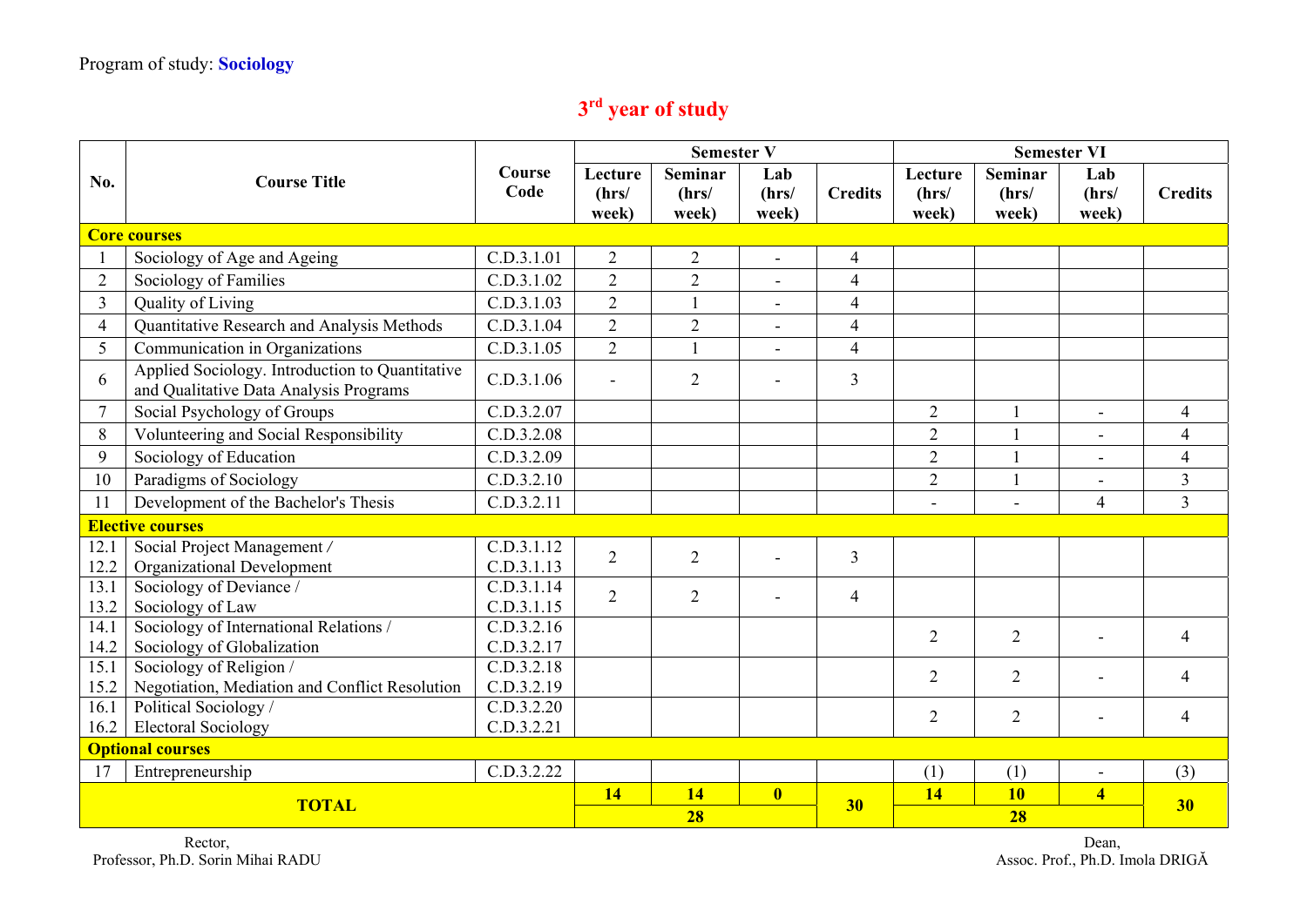Program of study: **Sociology**

# 3rd year of study

| No. | Course Title | Course Code | Semester V | | | | Semester VI | | | |
|---|---|---|---|---|---|---|---|---|---|---|
| | | | Lecture (hrs/ week) | Seminar (hrs/ week) | Lab (hrs/ week) | Credits | Lecture (hrs/ week) | Seminar (hrs/ week) | Lab (hrs/ week) | Credits |
| **Core courses** | | | | | | | | | | |
| 1 | Sociology of Age and Ageing | C.D.3.1.01 | 2 | 2 | - | 4 | | | | |
| 2 | Sociology of Families | C.D.3.1.02 | 2 | 2 | - | 4 | | | | |
| 3 | Quality of Living | C.D.3.1.03 | 2 | 1 | - | 4 | | | | |
| 4 | Quantitative Research and Analysis Methods | C.D.3.1.04 | 2 | 2 | - | 4 | | | | |
| 5 | Communication in Organizations | C.D.3.1.05 | 2 | 1 | - | 4 | | | | |
| 6 | Applied Sociology. Introduction to Quantitative and Qualitative Data Analysis Programs | C.D.3.1.06 | - | 2 | - | 3 | | | | |
| 7 | Social Psychology of Groups | C.D.3.2.07 | | | | | 2 | 1 | - | 4 |
| 8 | Volunteering and Social Responsibility | C.D.3.2.08 | | | | | 2 | 1 | - | 4 |
| 9 | Sociology of Education | C.D.3.2.09 | | | | | 2 | 1 | - | 4 |
| 10 | Paradigms of Sociology | C.D.3.2.10 | | | | | 2 | 1 | - | 3 |
| 11 | Development of the Bachelor's Thesis | C.D.3.2.11 | | | | | - | - | 4 | 3 |
| **Elective courses** | | | | | | | | | | |
| 12.1<br>12.2 | Social Project Management /<br>Organizational Development | C.D.3.1.12<br>C.D.3.1.13 | 2 | 2 | - | 3 | | | | |
| 13.1<br>13.2 | Sociology of Deviance /<br>Sociology of Law | C.D.3.1.14<br>C.D.3.1.15 | 2 | 2 | - | 4 | | | | |
| 14.1<br>14.2 | Sociology of International Relations /<br>Sociology of Globalization | C.D.3.2.16<br>C.D.3.2.17 | | | | | 2 | 2 | - | 4 |
| 15.1<br>15.2 | Sociology of Religion /<br>Negotiation, Mediation and Conflict Resolution | C.D.3.2.18<br>C.D.3.2.19 | | | | | 2 | 2 | - | 4 |
| 16.1<br>16.2 | Political Sociology /<br>Electoral Sociology | C.D.3.2.20<br>C.D.3.2.21 | | | | | 2 | 2 | - | 4 |
| **Optional courses** | | | | | | | | | | |
| 17 | Entrepreneurship | C.D.3.2.22 | | | | | (1) | (1) | - | (3) |
| **TOTAL** | | | **14** | **14** | **0** | **30** | **14** | **10** | **4** | **30** |
| | | | | **28** | | | | **28** | | |

Rector,
Professor, Ph.D. Sorin Mihai RADU

Dean,
Assoc. Prof., Ph.D. Imola DRIGĂ